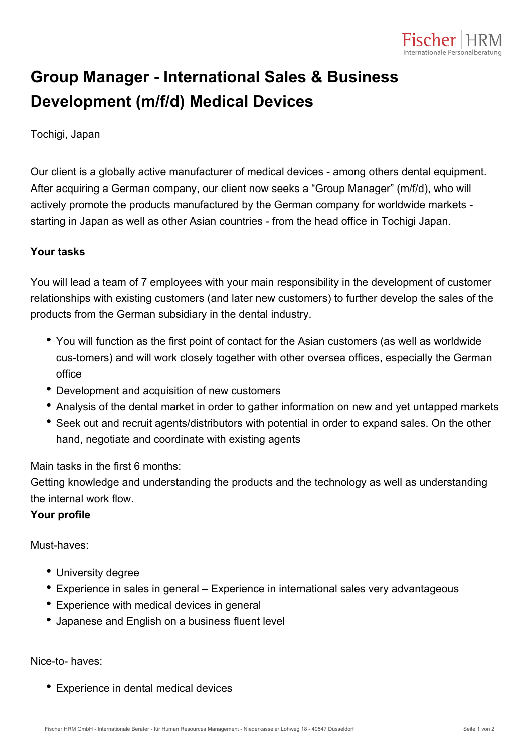# Group Manager - International Sales & Business Development (m/f/d) Medical Devices

Tochigi, Japan

Our client is a globally active manufacturer of medical devices - among others dental equipment. After acquiring a German company, our client now seeks a “Group Manager” (m/f/d), who will actively promote the products manufactured by the German company for worldwide markets - starting in Japan as well as other Asian countries - from the head office in Tochigi Japan.

**Your tasks**

You will lead a team of 7 employees with your main responsibility in the development of customer relationships with existing customers (and later new customers) to further develop the sales of the products from the German subsidiary in the dental industry.

- You will function as the first point of contact for the Asian customers (as well as worldwide cus-tomers) and will work closely together with other oversea offices, especially the German office
- Development and acquisition of new customers
- Analysis of the dental market in order to gather information on new and yet untapped markets
- Seek out and recruit agents/distributors with potential in order to expand sales. On the other hand, negotiate and coordinate with existing agents

Main tasks in the first 6 months:
Getting knowledge and understanding the products and the technology as well as understanding the internal work flow.

**Your profile**

Must-haves:

- University degree
- Experience in sales in general – Experience in international sales very advantageous
- Experience with medical devices in general
- Japanese and English on a business fluent level

Nice-to- haves:

- Experience in dental medical devices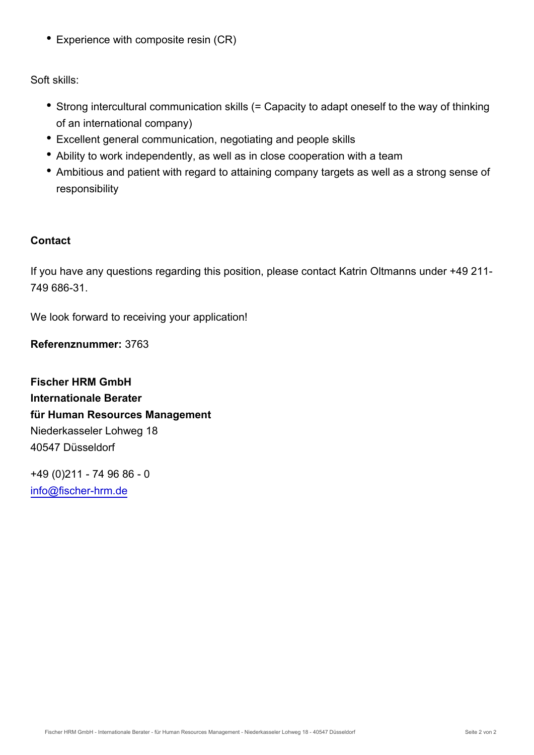- Experience with composite resin (CR)

Soft skills:

- Strong intercultural communication skills (= Capacity to adapt oneself to the way of thinking of an international company)
- Excellent general communication, negotiating and people skills
- Ability to work independently, as well as in close cooperation with a team
- Ambitious and patient with regard to attaining company targets as well as a strong sense of responsibility

**Contact**

If you have any questions regarding this position, please contact Katrin Oltmanns under +49 211-749 686-31.

We look forward to receiving your application!

**Referenznummer:** 3763

**Fischer HRM GmbH**
**Internationale Berater**
**für Human Resources Management**
Niederkasseler Lohweg 18
40547 Düsseldorf

+49 (0)211 - 74 96 86 - 0
info@fischer-hrm.de